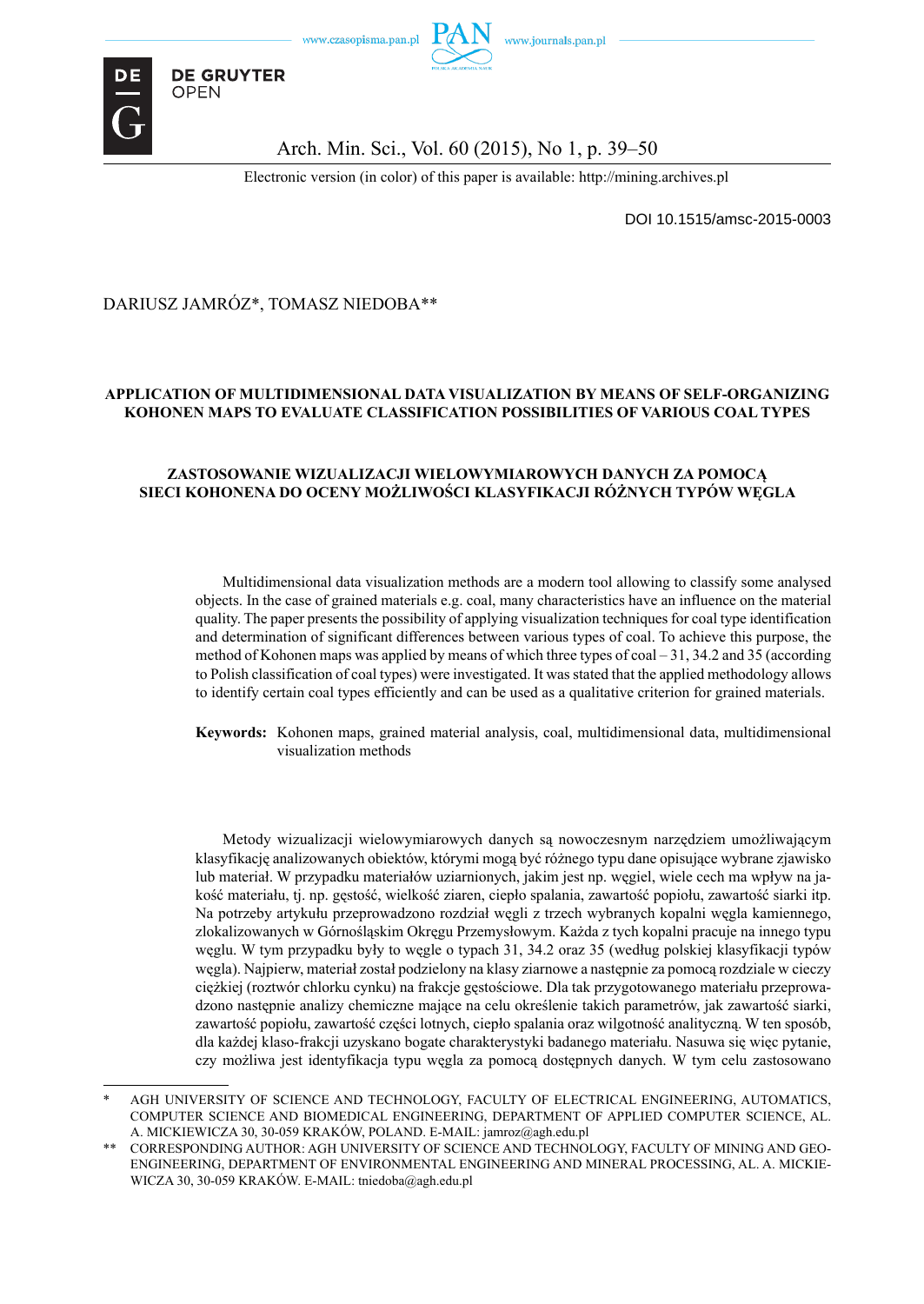Electronic version (in color) of this paper is available: http://mining.archives.pl

DOI 10.1515/amsc-2015-0003

DARIUSZ JAMRÓZ*, TOMASZ NIEDOBA**

# APPLICATION OF MULTIDIMENSIONAL DATA VISUALIZATION BY MEANS OF SELF-ORGANIZING KOHONEN MAPS TO EVALUATE CLASSIFICATION POSSIBILITIES OF VARIOUS COAL TYPES

# ZASTOSOWANIE WIZUALIZACJI WIELOWYMIAROWYCH DANYCH ZA POMOCĄ SIECI KOHONENA DO OCENY MOŻLIWOŚCI KLASYFIKACJI RÓŻNYCH TYPÓW WĘGLA

Multidimensional data visualization methods are a modern tool allowing to classify some analysed objects. In the case of grained materials e.g. coal, many characteristics have an influence on the material quality. The paper presents the possibility of applying visualization techniques for coal type identification and determination of significant differences between various types of coal. To achieve this purpose, the method of Kohonen maps was applied by means of which three types of coal – 31, 34.2 and 35 (according to Polish classification of coal types) were investigated. It was stated that the applied methodology allows to identify certain coal types efficiently and can be used as a qualitative criterion for grained materials.

**Keywords:** Kohonen maps, grained material analysis, coal, multidimensional data, multidimensional visualization methods

Metody wizualizacji wielowymiarowych danych są nowoczesnym narzędziem umożliwającym klasyfikację analizowanych obiektów, którymi mogą być różnego typu dane opisujące wybrane zjawisko lub materiał. W przypadku materiałów uziarnionych, jakim jest np. węgiel, wiele cech ma wpływ na jakość materiału, tj. np. gęstość, wielkość ziaren, ciepło spalania, zawartość popiołu, zawartość siarki itp. Na potrzeby artykułu przeprowadzono rozdział węgli z trzech wybranych kopalni węgla kamiennego, zlokalizowanych w Górnośląskim Okręgu Przemysłowym. Każda z tych kopalni pracuje na innego typu węglu. W tym przypadku były to węgle o typach 31, 34.2 oraz 35 (według polskiej klasyfikacji typów węgla). Najpierw, materiał został podzielony na klasy ziarnowe a następnie za pomocą rozdziałe w cieczy ciężkiej (roztwór chlorku cynku) na frakcje gęstościowe. Dla tak przygotowanego materiału przeprowadzono następnie analizy chemiczne mające na celu określenie takich parametrów, jak zawartość siarki, zawartość popiołu, zawartość części lotnych, ciepło spalania oraz wilgotność analityczną. W ten sposób, dla każdej klaso-frakcji uzyskano bogate charakterystyki badanego materiału. Nasuwa się więc pytanie, czy możliwa jest identyfikacja typu węgla za pomocą dostępnych danych. W tym celu zastosowano

---

\* AGH UNIVERSITY OF SCIENCE AND TECHNOLOGY, FACULTY OF ELECTRICAL ENGINEERING, AUTOMATICS, COMPUTER SCIENCE AND BIOMEDICAL ENGINEERING, DEPARTMENT OF APPLIED COMPUTER SCIENCE, AL. A. MICKIEWICZA 30, 30-059 KRAKÓW, POLAND. E-MAIL: jamroz@agh.edu.pl

\*\* CORRESPONDING AUTHOR: AGH UNIVERSITY OF SCIENCE AND TECHNOLOGY, FACULTY OF MINING AND GEOENGINEERING, DEPARTMENT OF ENVIRONMENTAL ENGINEERING AND MINERAL PROCESSING, AL. A. MICKIEWICZA 30, 30-059 KRAKÓW. E-MAIL: tniedoba@agh.edu.pl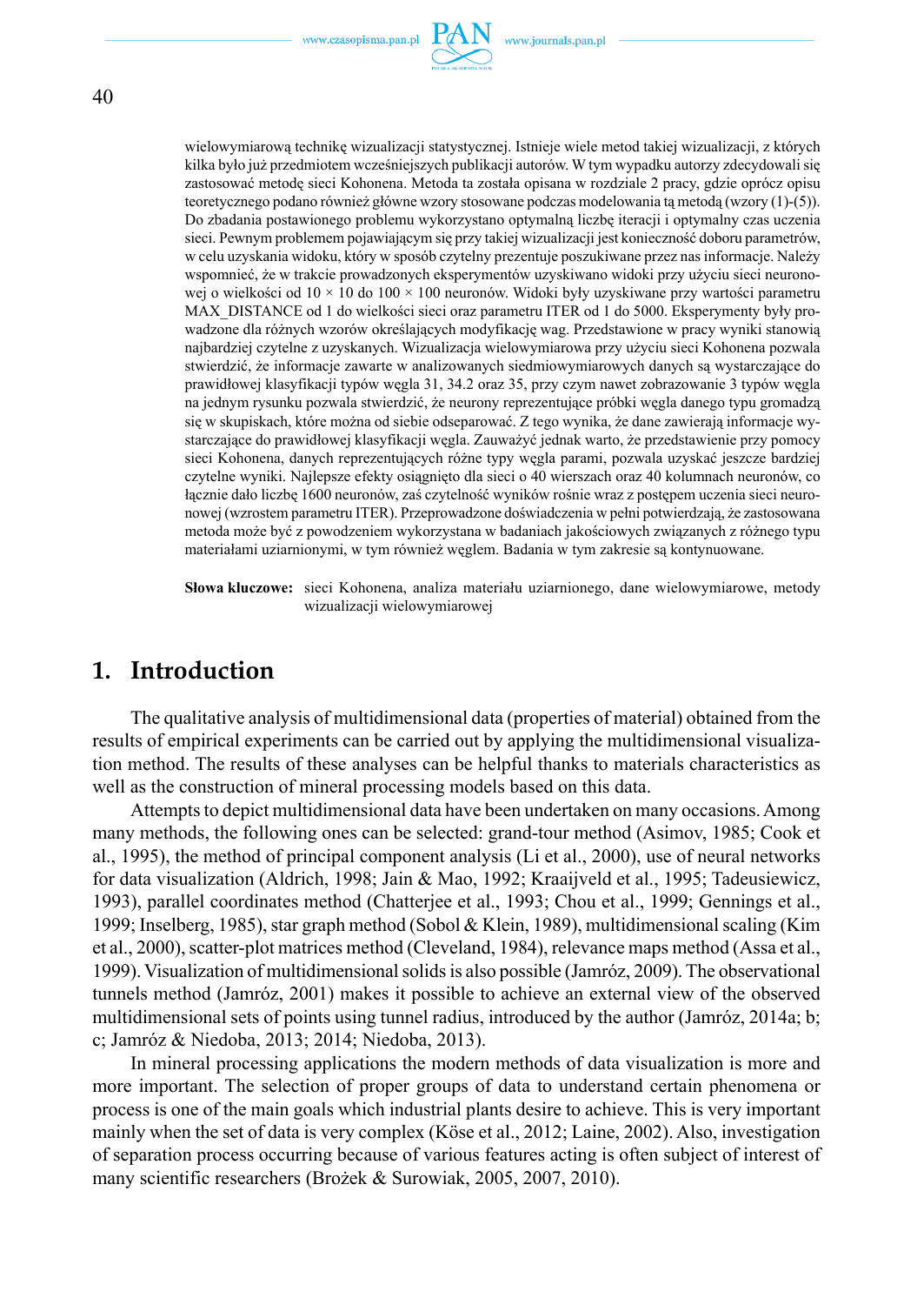wielowymiarową technikę wizualizacji statystycznej. Istnieje wiele metod takiej wizualizacji, z których kilka było już przedmiotem wcześniejszych publikacji autorów. W tym wypadku autorzy zdecydowali się zastosować metodę sieci Kohonena. Metoda ta została opisana w rozdziale 2 pracy, gdzie oprócz opisu teoretycznego podano również główne wzory stosowane podczas modelowania tą metodą (wzory (1)-(5)). Do zbadania postawionego problemu wykorzystano optymalną liczbę iteracji i optymalny czas uczenia sieci. Pewnym problemem pojawiającym się przy takiej wizualizacji jest konieczność doboru parametrów, w celu uzyskania widoku, który w sposób czytelny prezentuje poszukiwane przez nas informacje. Należy wspomnieć, że w trakcie prowadzonych eksperymentów uzyskiwano widoki przy użyciu sieci neuronowej o wielkości od 10 × 10 do 100 × 100 neuronów. Widoki były uzyskiwane przy wartości parametru MAX_DISTANCE od 1 do wielkości sieci oraz parametru ITER od 1 do 5000. Eksperymenty były prowadzone dla różnych wzorów określających modyfikację wag. Przedstawione w pracy wyniki stanowią najbardziej czytelne z uzyskanych. Wizualizacja wielowymiarowa przy użyciu sieci Kohonena pozwala stwierdzić, że informacje zawarte w analizowanych siedmiowymiarowych danych są wystarczające do prawidłowej klasyfikacji typów węgla 31, 34.2 oraz 35, przy czym nawet zobrazowanie 3 typów węgla na jednym rysunku pozwala stwierdzić, że neurony reprezentujące próbki węgla danego typu gromadzą się w skupiskach, które można od siebie odseparować. Z tego wynika, że dane zawierają informacje wystarczające do prawidłowej klasyfikacji węgla. Zauważyć jednak warto, że przedstawienie przy pomocy sieci Kohonena, danych reprezentujących różne typy węgla parami, pozwala uzyskać jeszcze bardziej czytelne wyniki. Najlepsze efekty osiągnięto dla sieci o 40 wierszach oraz 40 kolumnach neuronów, co łącznie dało liczbę 1600 neuronów, zaś czytelność wyników rośnie wraz z postępem uczenia sieci neuronowej (wzrostem parametru ITER). Przeprowadzone doświadczenia w pełni potwierdzają, że zastosowana metoda może być z powodzeniem wykorzystana w badaniach jakościowych związanych z różnego typu materiałami uziarnionymi, w tym również węglem. Badania w tym zakresie są kontynuowane.

**Słowa kluczowe:** sieci Kohonena, analiza materiału uziarnionego, dane wielowymiarowe, metody wizualizacji wielowymiarowej

# 1. Introduction

The qualitative analysis of multidimensional data (properties of material) obtained from the results of empirical experiments can be carried out by applying the multidimensional visualization method. The results of these analyses can be helpful thanks to materials characteristics as well as the construction of mineral processing models based on this data.

Attempts to depict multidimensional data have been undertaken on many occasions. Among many methods, the following ones can be selected: grand-tour method (Asimov, 1985; Cook et al., 1995), the method of principal component analysis (Li et al., 2000), use of neural networks for data visualization (Aldrich, 1998; Jain & Mao, 1992; Kraaijveld et al., 1995; Tadeusiewicz, 1993), parallel coordinates method (Chatterjee et al., 1993; Chou et al., 1999; Gennings et al., 1999; Inselberg, 1985), star graph method (Sobol & Klein, 1989), multidimensional scaling (Kim et al., 2000), scatter-plot matrices method (Cleveland, 1984), relevance maps method (Assa et al., 1999). Visualization of multidimensional solids is also possible (Jamróz, 2009). The observational tunnels method (Jamróz, 2001) makes it possible to achieve an external view of the observed multidimensional sets of points using tunnel radius, introduced by the author (Jamróz, 2014a; b; c; Jamróz & Niedoba, 2013; 2014; Niedoba, 2013).

In mineral processing applications the modern methods of data visualization is more and more important. The selection of proper groups of data to understand certain phenomena or process is one of the main goals which industrial plants desire to achieve. This is very important mainly when the set of data is very complex (Köse et al., 2012; Laine, 2002). Also, investigation of separation process occurring because of various features acting is often subject of interest of many scientific researchers (Brożek & Surowiak, 2005, 2007, 2010).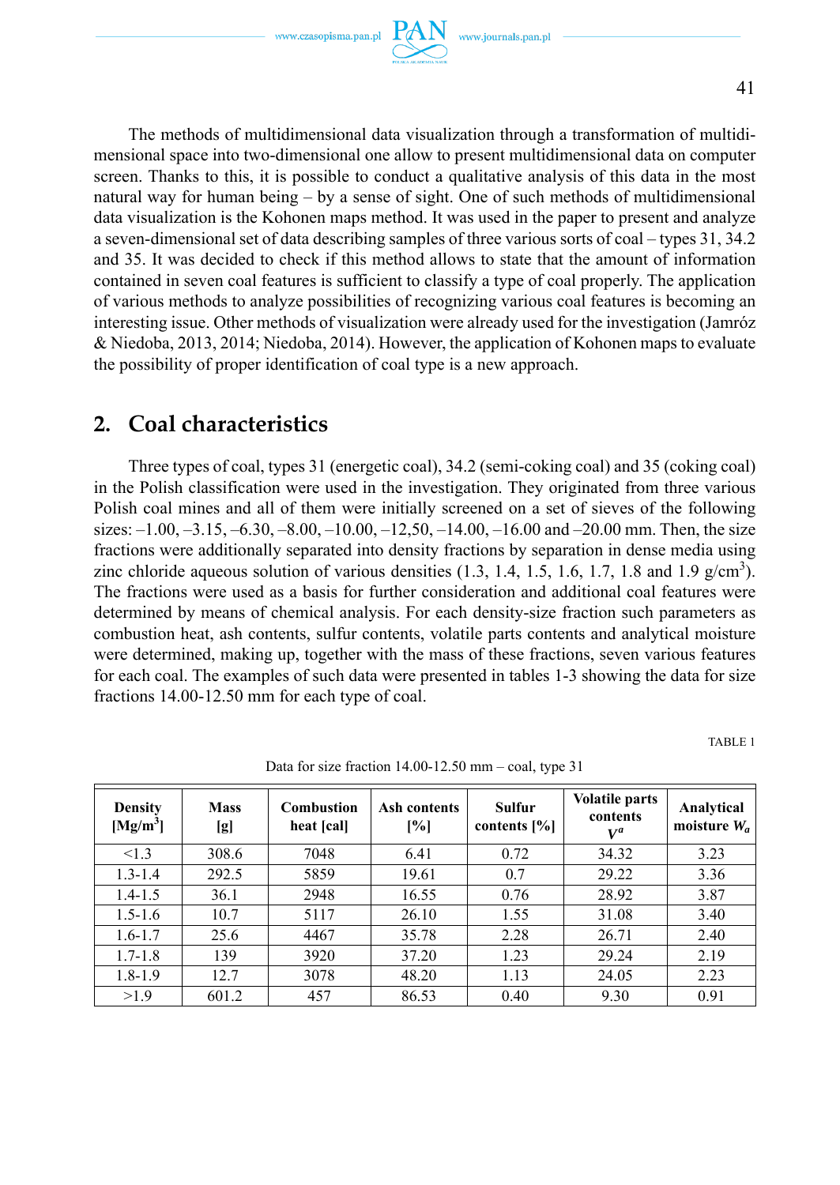The methods of multidimensional data visualization through a transformation of multidimensional space into two-dimensional one allow to present multidimensional data on computer screen. Thanks to this, it is possible to conduct a qualitative analysis of this data in the most natural way for human being – by a sense of sight. One of such methods of multidimensional data visualization is the Kohonen maps method. It was used in the paper to present and analyze a seven-dimensional set of data describing samples of three various sorts of coal – types 31, 34.2 and 35. It was decided to check if this method allows to state that the amount of information contained in seven coal features is sufficient to classify a type of coal properly. The application of various methods to analyze possibilities of recognizing various coal features is becoming an interesting issue. Other methods of visualization were already used for the investigation (Jamróz & Niedoba, 2013, 2014; Niedoba, 2014). However, the application of Kohonen maps to evaluate the possibility of proper identification of coal type is a new approach.

## 2. Coal characteristics

Three types of coal, types 31 (energetic coal), 34.2 (semi-coking coal) and 35 (coking coal) in the Polish classification were used in the investigation. They originated from three various Polish coal mines and all of them were initially screened on a set of sieves of the following sizes: –1.00, –3.15, –6.30, –8.00, –10.00, –12,50, –14.00, –16.00 and –20.00 mm. Then, the size fractions were additionally separated into density fractions by separation in dense media using zinc chloride aqueous solution of various densities (1.3, 1.4, 1.5, 1.6, 1.7, 1.8 and 1.9 g/cm$^3$). The fractions were used as a basis for further consideration and additional coal features were determined by means of chemical analysis. For each density-size fraction such parameters as combustion heat, ash contents, sulfur contents, volatile parts contents and analytical moisture were determined, making up, together with the mass of these fractions, seven various features for each coal. The examples of such data were presented in tables 1-3 showing the data for size fractions 14.00-12.50 mm for each type of coal.

TABLE 1

Data for size fraction 14.00-12.50 mm – coal, type 31

| Density [Mg/m$^3$] | Mass [g] | Combustion heat [cal] | Ash contents [%] | Sulfur contents [%] | Volatile parts contents $V^a$ | Analytical moisture $W_a$ |
|---|---|---|---|---|---|---|
| <1.3 | 308.6 | 7048 | 6.41 | 0.72 | 34.32 | 3.23 |
| 1.3-1.4 | 292.5 | 5859 | 19.61 | 0.7 | 29.22 | 3.36 |
| 1.4-1.5 | 36.1 | 2948 | 16.55 | 0.76 | 28.92 | 3.87 |
| 1.5-1.6 | 10.7 | 5117 | 26.10 | 1.55 | 31.08 | 3.40 |
| 1.6-1.7 | 25.6 | 4467 | 35.78 | 2.28 | 26.71 | 2.40 |
| 1.7-1.8 | 139 | 3920 | 37.20 | 1.23 | 29.24 | 2.19 |
| 1.8-1.9 | 12.7 | 3078 | 48.20 | 1.13 | 24.05 | 2.23 |
| >1.9 | 601.2 | 457 | 86.53 | 0.40 | 9.30 | 0.91 |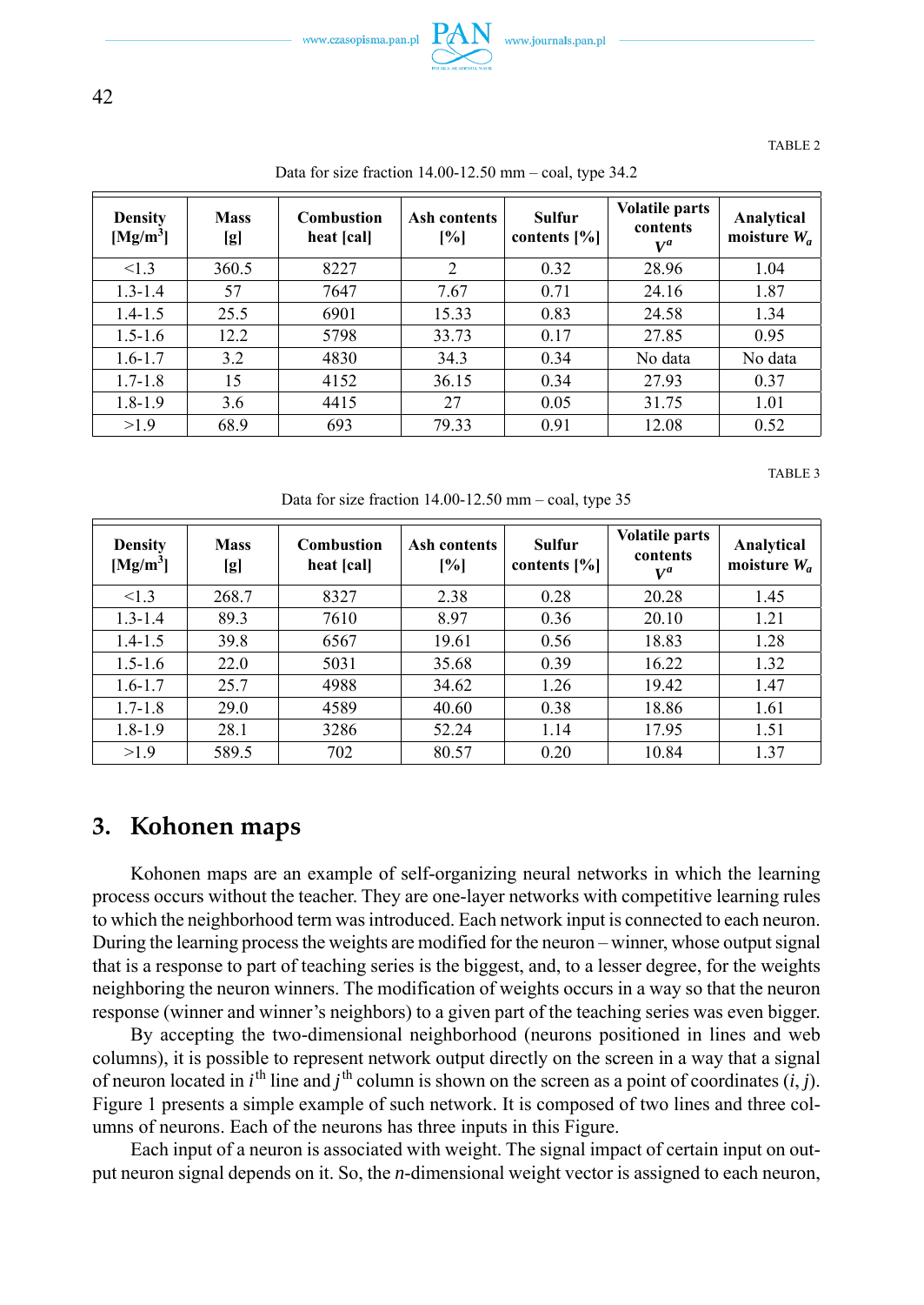TABLE 2

Data for size fraction 14.00-12.50 mm – coal, type 34.2

| **Density [Mg/m$^3$]** | **Mass [g]** | **Combustion heat [cal]** | **Ash contents [%]** | **Sulfur contents [%]** | **Volatile parts contents $V^a$** | **Analytical moisture $W_a$** |
|---|---|---|---|---|---|---|
| <1.3 | 360.5 | 8227 | 2 | 0.32 | 28.96 | 1.04 |
| 1.3-1.4 | 57 | 7647 | 7.67 | 0.71 | 24.16 | 1.87 |
| 1.4-1.5 | 25.5 | 6901 | 15.33 | 0.83 | 24.58 | 1.34 |
| 1.5-1.6 | 12.2 | 5798 | 33.73 | 0.17 | 27.85 | 0.95 |
| 1.6-1.7 | 3.2 | 4830 | 34.3 | 0.34 | No data | No data |
| 1.7-1.8 | 15 | 4152 | 36.15 | 0.34 | 27.93 | 0.37 |
| 1.8-1.9 | 3.6 | 4415 | 27 | 0.05 | 31.75 | 1.01 |
| >1.9 | 68.9 | 693 | 79.33 | 0.91 | 12.08 | 0.52 |

TABLE 3

Data for size fraction 14.00-12.50 mm – coal, type 35

| **Density [Mg/m$^3$]** | **Mass [g]** | **Combustion heat [cal]** | **Ash contents [%]** | **Sulfur contents [%]** | **Volatile parts contents $V^a$** | **Analytical moisture $W_a$** |
|---|---|---|---|---|---|---|
| <1.3 | 268.7 | 8327 | 2.38 | 0.28 | 20.28 | 1.45 |
| 1.3-1.4 | 89.3 | 7610 | 8.97 | 0.36 | 20.10 | 1.21 |
| 1.4-1.5 | 39.8 | 6567 | 19.61 | 0.56 | 18.83 | 1.28 |
| 1.5-1.6 | 22.0 | 5031 | 35.68 | 0.39 | 16.22 | 1.32 |
| 1.6-1.7 | 25.7 | 4988 | 34.62 | 1.26 | 19.42 | 1.47 |
| 1.7-1.8 | 29.0 | 4589 | 40.60 | 0.38 | 18.86 | 1.61 |
| 1.8-1.9 | 28.1 | 3286 | 52.24 | 1.14 | 17.95 | 1.51 |
| >1.9 | 589.5 | 702 | 80.57 | 0.20 | 10.84 | 1.37 |

## 3. Kohonen maps

Kohonen maps are an example of self-organizing neural networks in which the learning process occurs without the teacher. They are one-layer networks with competitive learning rules to which the neighborhood term was introduced. Each network input is connected to each neuron. During the learning process the weights are modified for the neuron – winner, whose output signal that is a response to part of teaching series is the biggest, and, to a lesser degree, for the weights neighboring the neuron winners. The modification of weights occurs in a way so that the neuron response (winner and winner's neighbors) to a given part of the teaching series was even bigger.

By accepting the two-dimensional neighborhood (neurons positioned in lines and web columns), it is possible to represent network output directly on the screen in a way that a signal of neuron located in $i^{th}$ line and $j^{th}$ column is shown on the screen as a point of coordinates $(i, j)$. Figure 1 presents a simple example of such network. It is composed of two lines and three columns of neurons. Each of the neurons has three inputs in this Figure.

Each input of a neuron is associated with weight. The signal impact of certain input on output neuron signal depends on it. So, the $n$-dimensional weight vector is assigned to each neuron,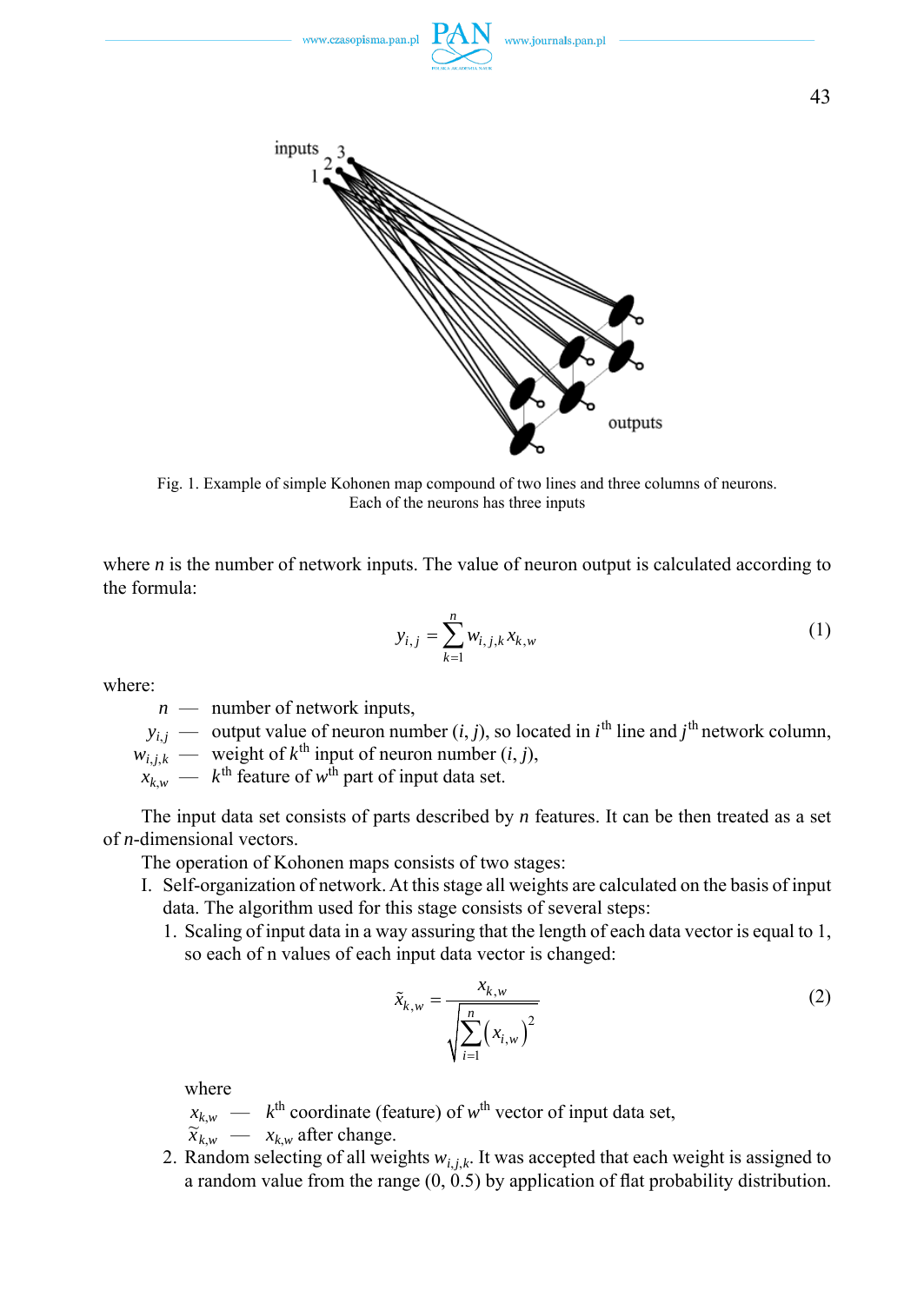Fig. 1. Example of simple Kohonen map compound of two lines and three columns of neurons. Each of the neurons has three inputs

where $n$ is the number of network inputs. The value of neuron output is calculated according to the formula:

$$y_{i,j} = \sum_{k=1}^{n} w_{i,j,k} x_{k,w} \tag{1}$$

where:

- $n$ — number of network inputs,
- $y_{i,j}$ — output value of neuron number $(i, j)$, so located in $i^{\text{th}}$ line and $j^{\text{th}}$ network column,
- $w_{i,j,k}$ — weight of $k^{\text{th}}$ input of neuron number $(i, j)$,
- $x_{k,w}$ — $k^{\text{th}}$ feature of $w^{\text{th}}$ part of input data set.

The input data set consists of parts described by $n$ features. It can be then treated as a set of $n$-dimensional vectors.

The operation of Kohonen maps consists of two stages:

I. Self-organization of network. At this stage all weights are calculated on the basis of input data. The algorithm used for this stage consists of several steps:

1. Scaling of input data in a way assuring that the length of each data vector is equal to 1, so each of n values of each input data vector is changed:

$$\tilde{x}_{k,w} = \frac{x_{k,w}}{\sqrt{\sum_{i=1}^{n} \left(x_{i,w}\right)^2}} \tag{2}$$

where

- $x_{k,w}$ — $k^{\text{th}}$ coordinate (feature) of $w^{\text{th}}$ vector of input data set,
- $\tilde{x}_{k,w}$ — $x_{k,w}$ after change.

2. Random selecting of all weights $w_{i,j,k}$. It was accepted that each weight is assigned to a random value from the range (0, 0.5) by application of flat probability distribution.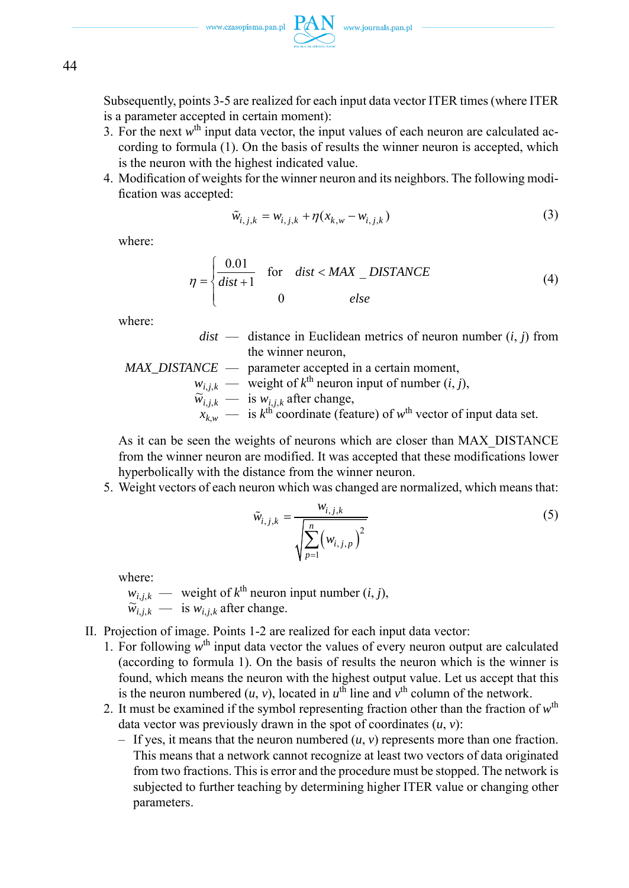Subsequently, points 3-5 are realized for each input data vector ITER times (where ITER is a parameter accepted in certain moment):

3. For the next $w^{th}$ input data vector, the input values of each neuron are calculated according to formula (1). On the basis of results the winner neuron is accepted, which is the neuron with the highest indicated value.
4. Modification of weights for the winner neuron and its neighbors. The following modification was accepted:

$$\tilde{w}_{i,j,k} = w_{i,j,k} + \eta(x_{k,w} - w_{i,j,k}) \tag{3}$$

where:

$$\eta = \begin{cases} \dfrac{0.01}{dist+1} & \text{for} \quad dist < MAX\_DISTANCE \\ 0 & \quad else \end{cases} \tag{4}$$

where:

$dist$ — distance in Euclidean metrics of neuron number $(i, j)$ from the winner neuron,
$MAX\_DISTANCE$ — parameter accepted in a certain moment,
$w_{i,j,k}$ — weight of $k^{th}$ neuron input of number $(i, j)$,
$\tilde{w}_{i,j,k}$ — is $w_{i,j,k}$ after change,
$x_{k,w}$ — is $k^{th}$ coordinate (feature) of $w^{th}$ vector of input data set.

As it can be seen the weights of neurons which are closer than MAX_DISTANCE from the winner neuron are modified. It was accepted that these modifications lower hyperbolically with the distance from the winner neuron.

5. Weight vectors of each neuron which was changed are normalized, which means that:

$$\tilde{w}_{i,j,k} = \frac{w_{i,j,k}}{\sqrt{\sum_{p=1}^{n}\left(w_{i,j,p}\right)^2}} \tag{5}$$

where:

$w_{i,j,k}$ — weight of $k^{th}$ neuron input number $(i, j)$,
$\tilde{w}_{i,j,k}$ — is $w_{i,j,k}$ after change.

II. Projection of image. Points 1-2 are realized for each input data vector:

1. For following $w^{th}$ input data vector the values of every neuron output are calculated (according to formula 1). On the basis of results the neuron which is the winner is found, which means the neuron with the highest output value. Let us accept that this is the neuron numbered $(u, v)$, located in $u^{th}$ line and $v^{th}$ column of the network.
2. It must be examined if the symbol representing fraction other than the fraction of $w^{th}$ data vector was previously drawn in the spot of coordinates $(u, v)$:
   - If yes, it means that the neuron numbered $(u, v)$ represents more than one fraction. This means that a network cannot recognize at least two vectors of data originated from two fractions. This is error and the procedure must be stopped. The network is subjected to further teaching by determining higher ITER value or changing other parameters.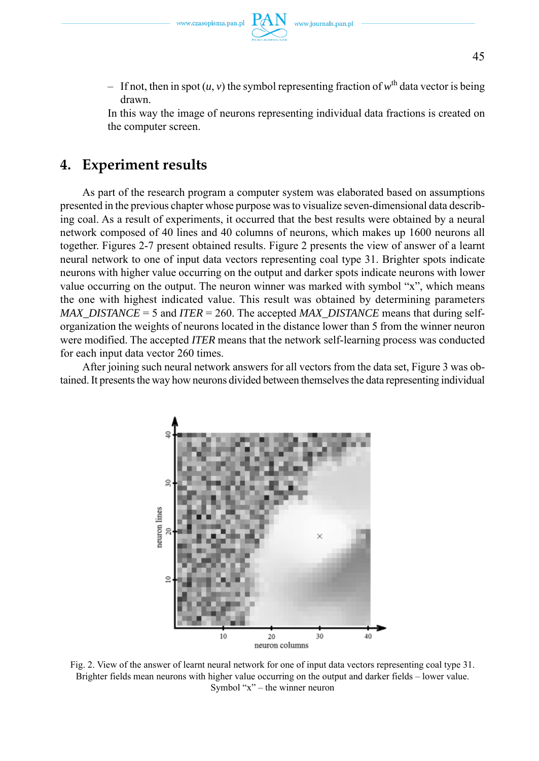– If not, then in spot ($u$, $v$) the symbol representing fraction of $w^{th}$ data vector is being drawn.

In this way the image of neurons representing individual data fractions is created on the computer screen.

## 4. Experiment results

As part of the research program a computer system was elaborated based on assumptions presented in the previous chapter whose purpose was to visualize seven-dimensional data describing coal. As a result of experiments, it occurred that the best results were obtained by a neural network composed of 40 lines and 40 columns of neurons, which makes up 1600 neurons all together. Figures 2-7 present obtained results. Figure 2 presents the view of answer of a learnt neural network to one of input data vectors representing coal type 31. Brighter spots indicate neurons with higher value occurring on the output and darker spots indicate neurons with lower value occurring on the output. The neuron winner was marked with symbol "x", which means the one with highest indicated value. This result was obtained by determining parameters *MAX_DISTANCE* = 5 and *ITER* = 260. The accepted *MAX_DISTANCE* means that during self-organization the weights of neurons located in the distance lower than 5 from the winner neuron were modified. The accepted *ITER* means that the network self-learning process was conducted for each input data vector 260 times.

After joining such neural network answers for all vectors from the data set, Figure 3 was obtained. It presents the way how neurons divided between themselves the data representing individual

Fig. 2. View of the answer of learnt neural network for one of input data vectors representing coal type 31. Brighter fields mean neurons with higher value occurring on the output and darker fields – lower value. Symbol "x" – the winner neuron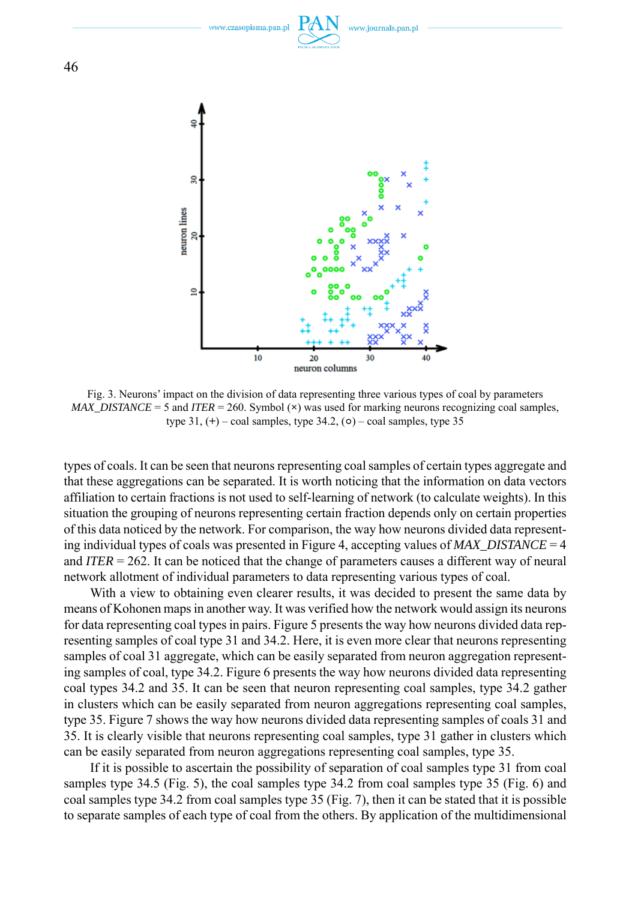Fig. 3. Neurons' impact on the division of data representing three various types of coal by parameters *MAX_DISTANCE* = 5 and *ITER* = 260. Symbol (×) was used for marking neurons recognizing coal samples, type 31, (+) – coal samples, type 34.2, (○) – coal samples, type 35

types of coals. It can be seen that neurons representing coal samples of certain types aggregate and that these aggregations can be separated. It is worth noticing that the information on data vectors affiliation to certain fractions is not used to self-learning of network (to calculate weights). In this situation the grouping of neurons representing certain fraction depends only on certain properties of this data noticed by the network. For comparison, the way how neurons divided data representing individual types of coals was presented in Figure 4, accepting values of *MAX_DISTANCE* = 4 and *ITER* = 262. It can be noticed that the change of parameters causes a different way of neural network allotment of individual parameters to data representing various types of coal.

With a view to obtaining even clearer results, it was decided to present the same data by means of Kohonen maps in another way. It was verified how the network would assign its neurons for data representing coal types in pairs. Figure 5 presents the way how neurons divided data representing samples of coal type 31 and 34.2. Here, it is even more clear that neurons representing samples of coal 31 aggregate, which can be easily separated from neuron aggregation representing samples of coal, type 34.2. Figure 6 presents the way how neurons divided data representing coal types 34.2 and 35. It can be seen that neuron representing coal samples, type 34.2 gather in clusters which can be easily separated from neuron aggregations representing coal samples, type 35. Figure 7 shows the way how neurons divided data representing samples of coals 31 and 35. It is clearly visible that neurons representing coal samples, type 31 gather in clusters which can be easily separated from neuron aggregations representing coal samples, type 35.

If it is possible to ascertain the possibility of separation of coal samples type 31 from coal samples type 34.5 (Fig. 5), the coal samples type 34.2 from coal samples type 35 (Fig. 6) and coal samples type 34.2 from coal samples type 35 (Fig. 7), then it can be stated that it is possible to separate samples of each type of coal from the others. By application of the multidimensional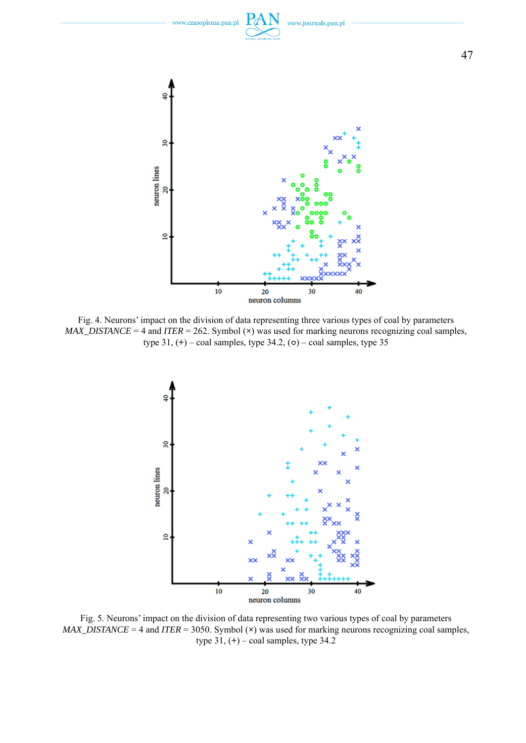Fig. 4. Neurons' impact on the division of data representing three various types of coal by parameters *MAX_DISTANCE* = 4 and *ITER* = 262. Symbol (×) was used for marking neurons recognizing coal samples, type 31, (+) – coal samples, type 34.2, (○) – coal samples, type 35

Fig. 5. Neurons' impact on the division of data representing two various types of coal by parameters *MAX_DISTANCE* = 4 and *ITER* = 3050. Symbol (×) was used for marking neurons recognizing coal samples, type 31, (+) – coal samples, type 34.2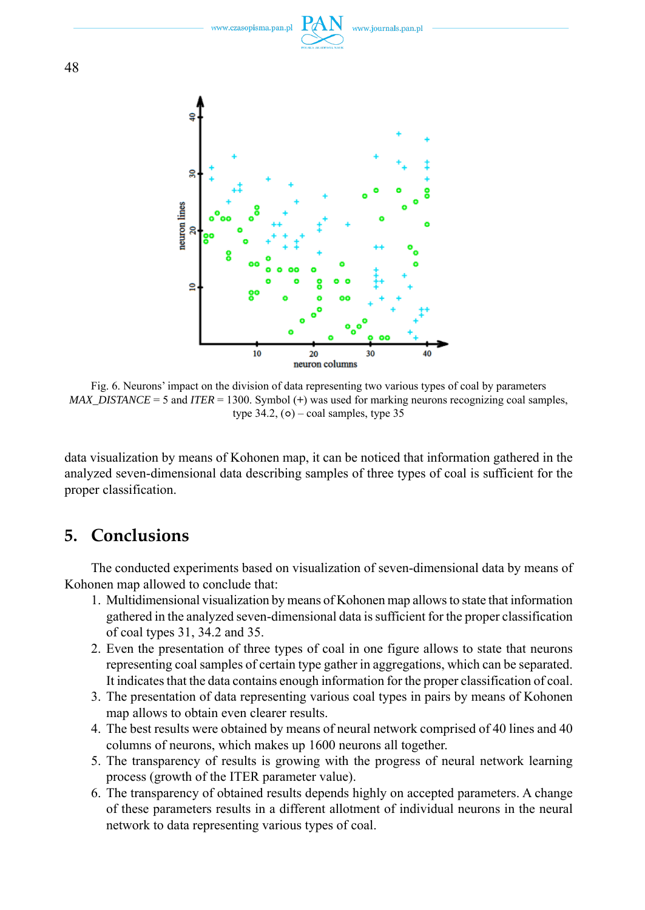Fig. 6. Neurons' impact on the division of data representing two various types of coal by parameters *MAX_DISTANCE* = 5 and *ITER* = 1300. Symbol (+) was used for marking neurons recognizing coal samples, type 34.2, (○) – coal samples, type 35

data visualization by means of Kohonen map, it can be noticed that information gathered in the analyzed seven-dimensional data describing samples of three types of coal is sufficient for the proper classification.

## 5. Conclusions

The conducted experiments based on visualization of seven-dimensional data by means of Kohonen map allowed to conclude that:

1. Multidimensional visualization by means of Kohonen map allows to state that information gathered in the analyzed seven-dimensional data is sufficient for the proper classification of coal types 31, 34.2 and 35.
2. Even the presentation of three types of coal in one figure allows to state that neurons representing coal samples of certain type gather in aggregations, which can be separated. It indicates that the data contains enough information for the proper classification of coal.
3. The presentation of data representing various coal types in pairs by means of Kohonen map allows to obtain even clearer results.
4. The best results were obtained by means of neural network comprised of 40 lines and 40 columns of neurons, which makes up 1600 neurons all together.
5. The transparency of results is growing with the progress of neural network learning process (growth of the ITER parameter value).
6. The transparency of obtained results depends highly on accepted parameters. A change of these parameters results in a different allotment of individual neurons in the neural network to data representing various types of coal.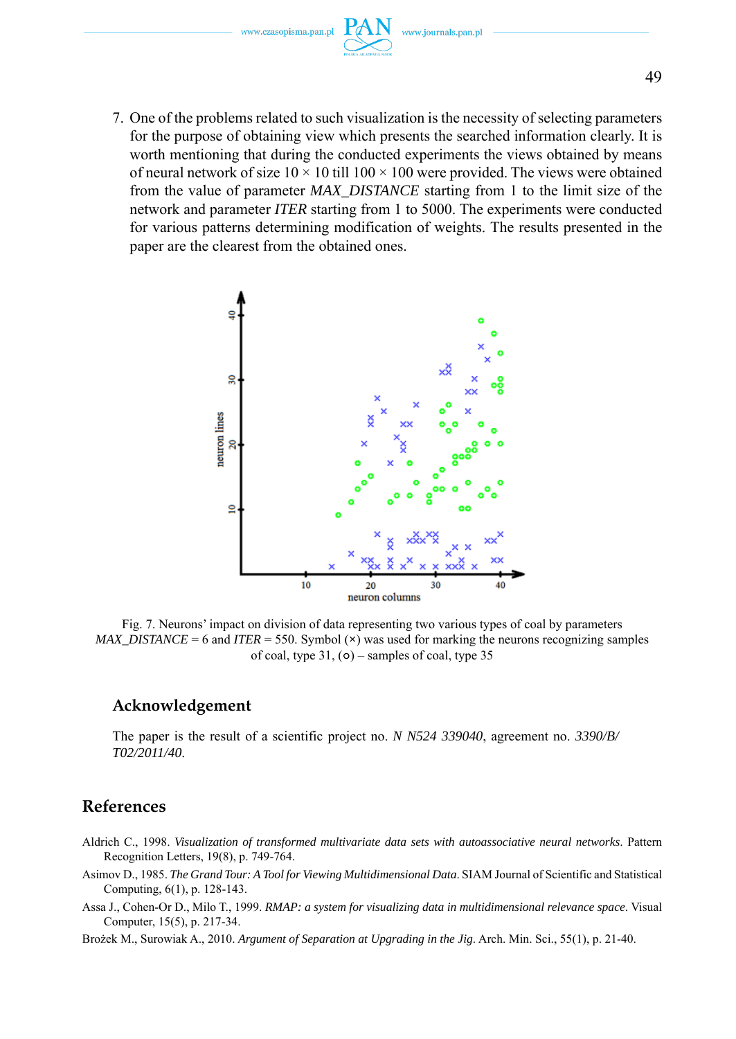7. One of the problems related to such visualization is the necessity of selecting parameters for the purpose of obtaining view which presents the searched information clearly. It is worth mentioning that during the conducted experiments the views obtained by means of neural network of size 10 × 10 till 100 × 100 were provided. The views were obtained from the value of parameter *MAX_DISTANCE* starting from 1 to the limit size of the network and parameter *ITER* starting from 1 to 5000. The experiments were conducted for various patterns determining modification of weights. The results presented in the paper are the clearest from the obtained ones.

Fig. 7. Neurons' impact on division of data representing two various types of coal by parameters *MAX_DISTANCE* = 6 and *ITER* = 550. Symbol (×) was used for marking the neurons recognizing samples of coal, type 31, (○) – samples of coal, type 35

## Acknowledgement

The paper is the result of a scientific project no. *N N524 339040*, agreement no. *3390/B/T02/2011/40*.

## References

Aldrich C., 1998. *Visualization of transformed multivariate data sets with autoassociative neural networks*. Pattern Recognition Letters, 19(8), p. 749-764.

Asimov D., 1985. *The Grand Tour: A Tool for Viewing Multidimensional Data*. SIAM Journal of Scientific and Statistical Computing, 6(1), p. 128-143.

Assa J., Cohen-Or D., Milo T., 1999. *RMAP: a system for visualizing data in multidimensional relevance space*. Visual Computer, 15(5), p. 217-34.

Brożek M., Surowiak A., 2010. *Argument of Separation at Upgrading in the Jig*. Arch. Min. Sci., 55(1), p. 21-40.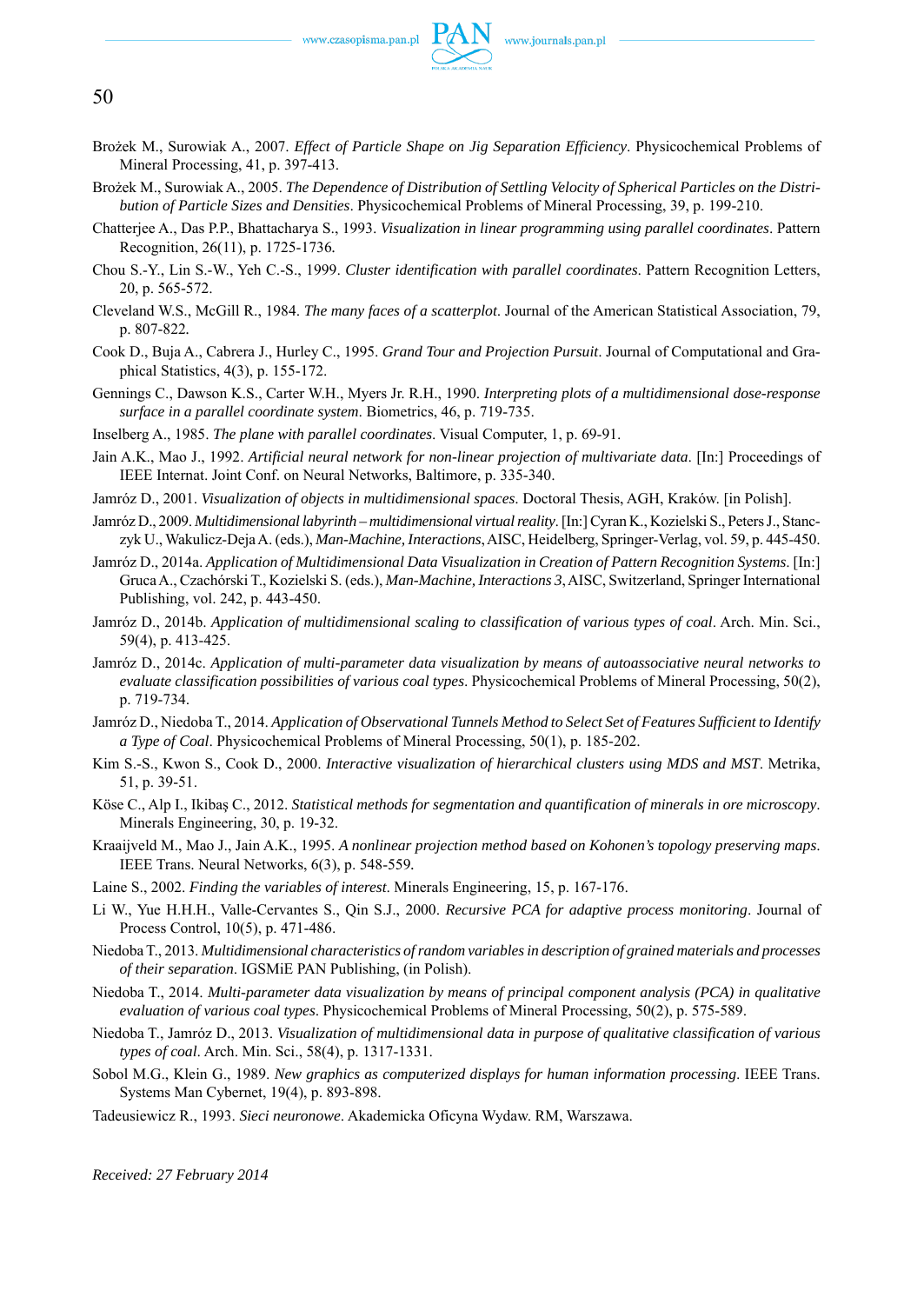Brożek M., Surowiak A., 2007. *Effect of Particle Shape on Jig Separation Efficiency*. Physicochemical Problems of Mineral Processing, 41, p. 397-413.

Brożek M., Surowiak A., 2005. *The Dependence of Distribution of Settling Velocity of Spherical Particles on the Distribution of Particle Sizes and Densities*. Physicochemical Problems of Mineral Processing, 39, p. 199-210.

Chatterjee A., Das P.P., Bhattacharya S., 1993. *Visualization in linear programming using parallel coordinates*. Pattern Recognition, 26(11), p. 1725-1736.

Chou S.-Y., Lin S.-W., Yeh C.-S., 1999. *Cluster identification with parallel coordinates*. Pattern Recognition Letters, 20, p. 565-572.

Cleveland W.S., McGill R., 1984. *The many faces of a scatterplot*. Journal of the American Statistical Association, 79, p. 807-822.

Cook D., Buja A., Cabrera J., Hurley C., 1995. *Grand Tour and Projection Pursuit*. Journal of Computational and Graphical Statistics, 4(3), p. 155-172.

Gennings C., Dawson K.S., Carter W.H., Myers Jr. R.H., 1990. *Interpreting plots of a multidimensional dose-response surface in a parallel coordinate system*. Biometrics, 46, p. 719-735.

Inselberg A., 1985. *The plane with parallel coordinates*. Visual Computer, 1, p. 69-91.

Jain A.K., Mao J., 1992. *Artificial neural network for non-linear projection of multivariate data*. [In:] Proceedings of IEEE Internat. Joint Conf. on Neural Networks, Baltimore, p. 335-340.

Jamróz D., 2001. *Visualization of objects in multidimensional spaces*. Doctoral Thesis, AGH, Kraków. [in Polish].

Jamróz D., 2009. *Multidimensional labyrinth – multidimensional virtual reality*. [In:] Cyran K., Kozielski S., Peters J., Stanczyk U., Wakulicz-Deja A. (eds.), *Man-Machine, Interactions*, AISC, Heidelberg, Springer-Verlag, vol. 59, p. 445-450.

Jamróz D., 2014a. *Application of Multidimensional Data Visualization in Creation of Pattern Recognition Systems*. [In:] Gruca A., Czachórski T., Kozielski S. (eds.), *Man-Machine, Interactions 3*, AISC, Switzerland, Springer International Publishing, vol. 242, p. 443-450.

Jamróz D., 2014b. *Application of multidimensional scaling to classification of various types of coal*. Arch. Min. Sci., 59(4), p. 413-425.

Jamróz D., 2014c. *Application of multi-parameter data visualization by means of autoassociative neural networks to evaluate classification possibilities of various coal types*. Physicochemical Problems of Mineral Processing, 50(2), p. 719-734.

Jamróz D., Niedoba T., 2014. *Application of Observational Tunnels Method to Select Set of Features Sufficient to Identify a Type of Coal*. Physicochemical Problems of Mineral Processing, 50(1), p. 185-202.

Kim S.-S., Kwon S., Cook D., 2000. *Interactive visualization of hierarchical clusters using MDS and MST*. Metrika, 51, p. 39-51.

Köse C., Alp I., Ikibaş C., 2012. *Statistical methods for segmentation and quantification of minerals in ore microscopy*. Minerals Engineering, 30, p. 19-32.

Kraaijveld M., Mao J., Jain A.K., 1995. *A nonlinear projection method based on Kohonen's topology preserving maps*. IEEE Trans. Neural Networks, 6(3), p. 548-559.

Laine S., 2002. *Finding the variables of interest*. Minerals Engineering, 15, p. 167-176.

Li W., Yue H.H.H., Valle-Cervantes S., Qin S.J., 2000. *Recursive PCA for adaptive process monitoring*. Journal of Process Control, 10(5), p. 471-486.

Niedoba T., 2013. *Multidimensional characteristics of random variables in description of grained materials and processes of their separation*. IGSMiE PAN Publishing, (in Polish).

Niedoba T., 2014. *Multi-parameter data visualization by means of principal component analysis (PCA) in qualitative evaluation of various coal types*. Physicochemical Problems of Mineral Processing, 50(2), p. 575-589.

Niedoba T., Jamróz D., 2013. *Visualization of multidimensional data in purpose of qualitative classification of various types of coal*. Arch. Min. Sci., 58(4), p. 1317-1331.

Sobol M.G., Klein G., 1989. *New graphics as computerized displays for human information processing*. IEEE Trans. Systems Man Cybernet, 19(4), p. 893-898.

Tadeusiewicz R., 1993. *Sieci neuronowe*. Akademicka Oficyna Wydaw. RM, Warszawa.

*Received: 27 February 2014*